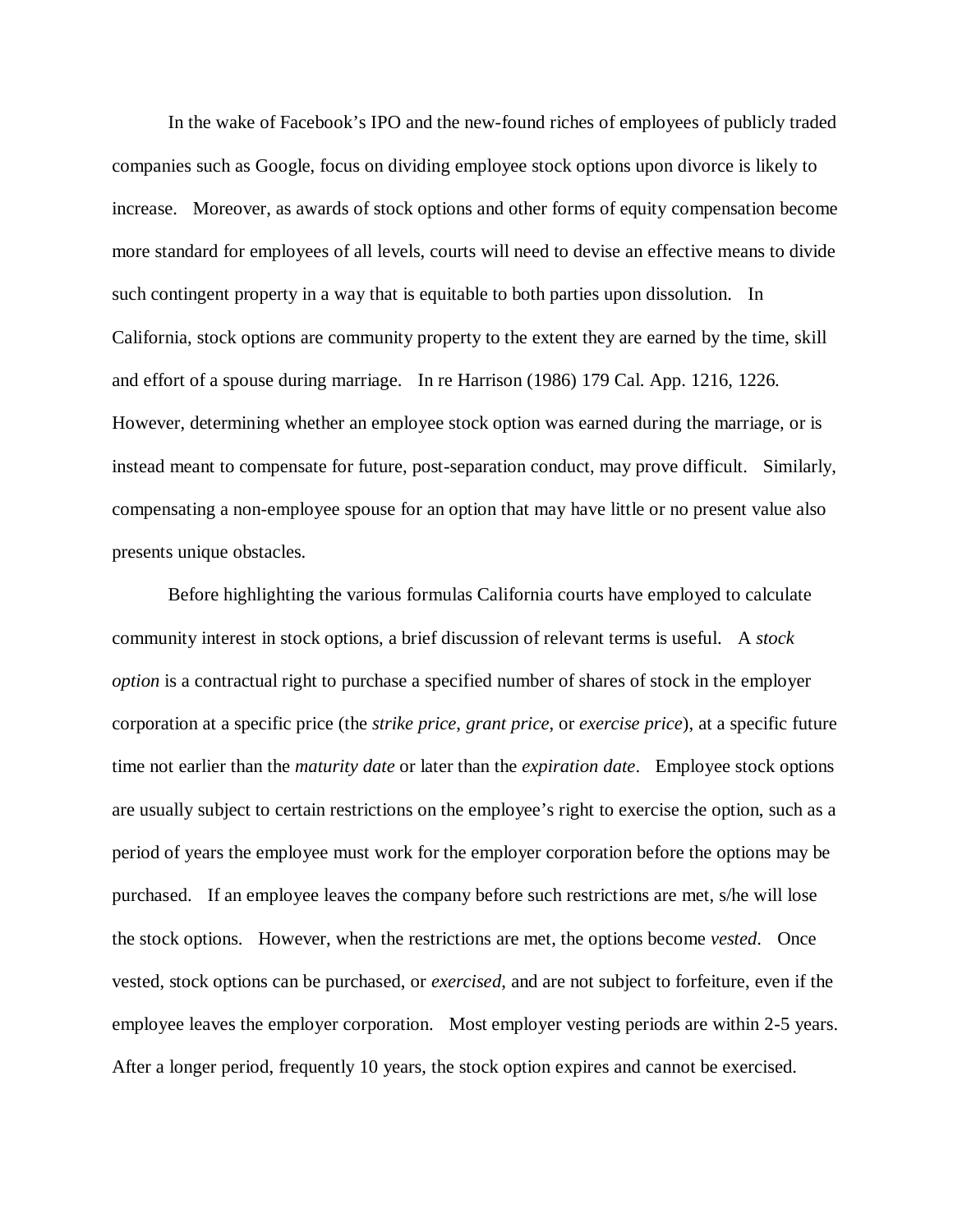In the wake of Facebook's IPO and the new-found riches of employees of publicly traded companies such as Google, focus on dividing employee stock options upon divorce is likely to increase. Moreover, as awards of stock options and other forms of equity compensation become more standard for employees of all levels, courts will need to devise an effective means to divide such contingent property in a way that is equitable to both parties upon dissolution. In California, stock options are community property to the extent they are earned by the time, skill and effort of a spouse during marriage. In re Harrison (1986) 179 Cal. App. 1216, 1226. However, determining whether an employee stock option was earned during the marriage, or is instead meant to compensate for future, post-separation conduct, may prove difficult. Similarly, compensating a non-employee spouse for an option that may have little or no present value also presents unique obstacles.

Before highlighting the various formulas California courts have employed to calculate community interest in stock options, a brief discussion of relevant terms is useful. A *stock option* is a contractual right to purchase a specified number of shares of stock in the employer corporation at a specific price (the *strike price*, *grant price*, or *exercise price*), at a specific future time not earlier than the *maturity date* or later than the *expiration date*. Employee stock options are usually subject to certain restrictions on the employee's right to exercise the option, such as a period of years the employee must work for the employer corporation before the options may be purchased. If an employee leaves the company before such restrictions are met, s/he will lose the stock options. However, when the restrictions are met, the options become *vested*. Once vested, stock options can be purchased, or *exercised*, and are not subject to forfeiture, even if the employee leaves the employer corporation. Most employer vesting periods are within 2-5 years. After a longer period, frequently 10 years, the stock option expires and cannot be exercised.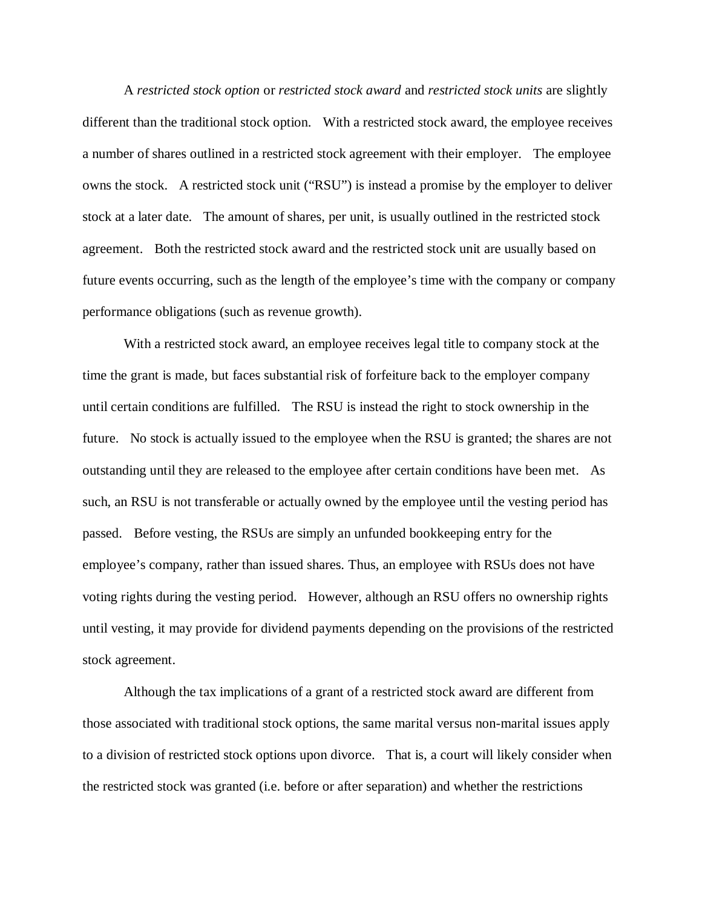A *restricted stock option* or *restricted stock award* and *restricted stock units* are slightly different than the traditional stock option. With a restricted stock award, the employee receives a number of shares outlined in a restricted stock agreement with their employer. The employee owns the stock. A restricted stock unit ("RSU") is instead a promise by the employer to deliver stock at a later date. The amount of shares, per unit, is usually outlined in the restricted stock agreement. Both the restricted stock award and the restricted stock unit are usually based on future events occurring, such as the length of the employee's time with the company or company performance obligations (such as revenue growth).

With a restricted stock award, an employee receives legal title to company stock at the time the grant is made, but faces substantial risk of forfeiture back to the employer company until certain conditions are fulfilled. The RSU is instead the right to stock ownership in the future. No stock is actually issued to the employee when the RSU is granted; the shares are not outstanding until they are released to the employee after certain conditions have been met. As such, an RSU is not transferable or actually owned by the employee until the vesting period has passed. Before vesting, the RSUs are simply an unfunded bookkeeping entry for the employee's company, rather than issued shares. Thus, an employee with RSUs does not have voting rights during the vesting period. However, although an RSU offers no ownership rights until vesting, it may provide for dividend payments depending on the provisions of the restricted stock agreement.

Although the tax implications of a grant of a restricted stock award are different from those associated with traditional stock options, the same marital versus non-marital issues apply to a division of restricted stock options upon divorce. That is, a court will likely consider when the restricted stock was granted (i.e. before or after separation) and whether the restrictions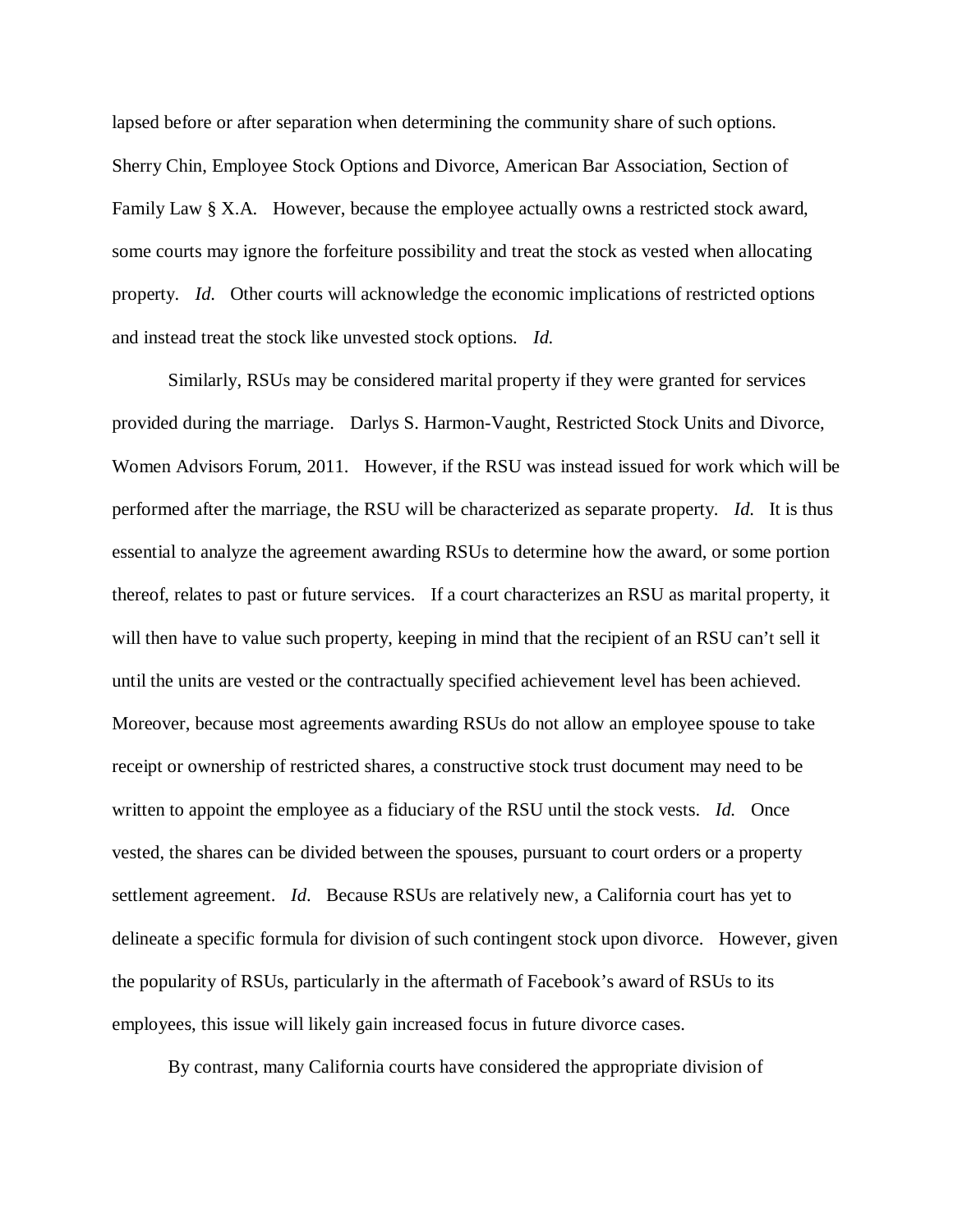lapsed before or after separation when determining the community share of such options. Sherry Chin, Employee Stock Options and Divorce, American Bar Association, Section of Family Law § X.A. However, because the employee actually owns a restricted stock award, some courts may ignore the forfeiture possibility and treat the stock as vested when allocating property. *Id.* Other courts will acknowledge the economic implications of restricted options and instead treat the stock like unvested stock options. *Id.*

Similarly, RSUs may be considered marital property if they were granted for services provided during the marriage. Darlys S. Harmon-Vaught, Restricted Stock Units and Divorce, Women Advisors Forum, 2011. However, if the RSU was instead issued for work which will be performed after the marriage, the RSU will be characterized as separate property. *Id.* It is thus essential to analyze the agreement awarding RSUs to determine how the award, or some portion thereof, relates to past or future services. If a court characterizes an RSU as marital property, it will then have to value such property, keeping in mind that the recipient of an RSU can't sell it until the units are vested or the contractually specified achievement level has been achieved. Moreover, because most agreements awarding RSUs do not allow an employee spouse to take receipt or ownership of restricted shares, a constructive stock trust document may need to be written to appoint the employee as a fiduciary of the RSU until the stock vests. *Id.* Once vested, the shares can be divided between the spouses, pursuant to court orders or a property settlement agreement. *Id.* Because RSUs are relatively new, a California court has yet to delineate a specific formula for division of such contingent stock upon divorce. However, given the popularity of RSUs, particularly in the aftermath of Facebook's award of RSUs to its employees, this issue will likely gain increased focus in future divorce cases.

By contrast, many California courts have considered the appropriate division of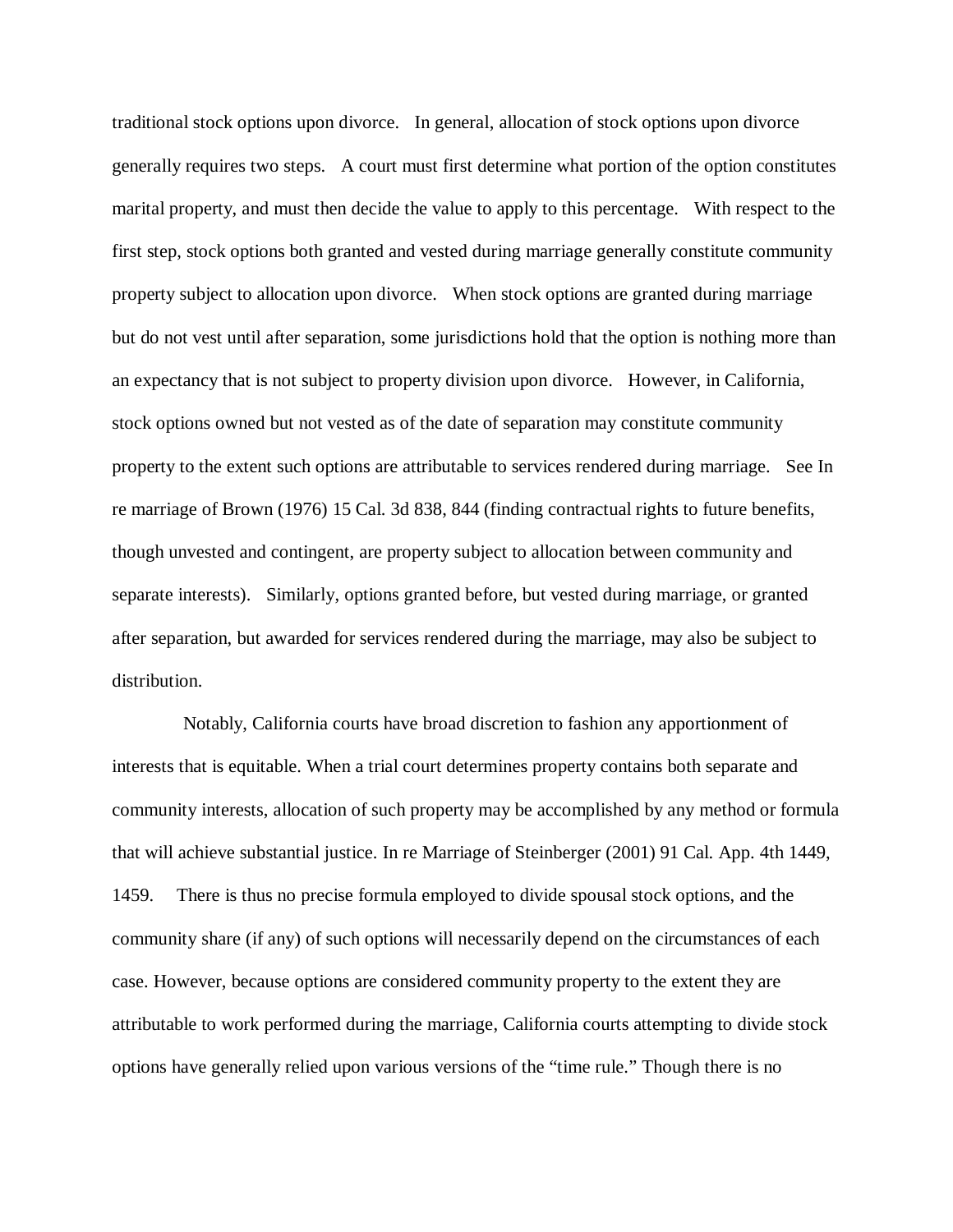traditional stock options upon divorce. In general, allocation of stock options upon divorce generally requires two steps. A court must first determine what portion of the option constitutes marital property, and must then decide the value to apply to this percentage. With respect to the first step, stock options both granted and vested during marriage generally constitute community property subject to allocation upon divorce. When stock options are granted during marriage but do not vest until after separation, some jurisdictions hold that the option is nothing more than an expectancy that is not subject to property division upon divorce. However, in California, stock options owned but not vested as of the date of separation may constitute community property to the extent such options are attributable to services rendered during marriage. See In re marriage of Brown (1976) 15 Cal. 3d 838, 844 (finding contractual rights to future benefits, though unvested and contingent, are property subject to allocation between community and separate interests). Similarly, options granted before, but vested during marriage, or granted after separation, but awarded for services rendered during the marriage, may also be subject to distribution.

Notably, California courts have broad discretion to fashion any apportionment of interests that is equitable. When a trial court determines property contains both separate and community interests, allocation of such property may be accomplished by any method or formula that will achieve substantial justice. In re Marriage of Steinberger (2001) 91 Cal. App. 4th 1449, 1459. There is thus no precise formula employed to divide spousal stock options, and the community share (if any) of such options will necessarily depend on the circumstances of each case. However, because options are considered community property to the extent they are attributable to work performed during the marriage, California courts attempting to divide stock options have generally relied upon various versions of the "time rule." Though there is no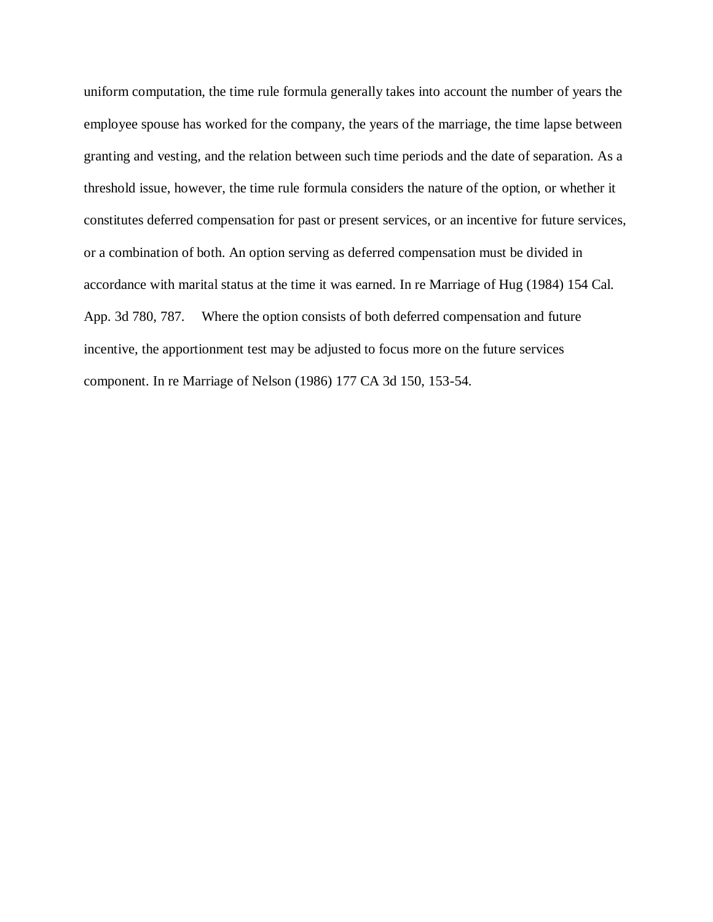uniform computation, the time rule formula generally takes into account the number of years the employee spouse has worked for the company, the years of the marriage, the time lapse between granting and vesting, and the relation between such time periods and the date of separation. As a threshold issue, however, the time rule formula considers the nature of the option, or whether it constitutes deferred compensation for past or present services, or an incentive for future services, or a combination of both. An option serving as deferred compensation must be divided in accordance with marital status at the time it was earned. In re Marriage of Hug (1984) 154 Cal. App. 3d 780, 787. Where the option consists of both deferred compensation and future incentive, the apportionment test may be adjusted to focus more on the future services component. In re Marriage of Nelson (1986) 177 CA 3d 150, 153-54.